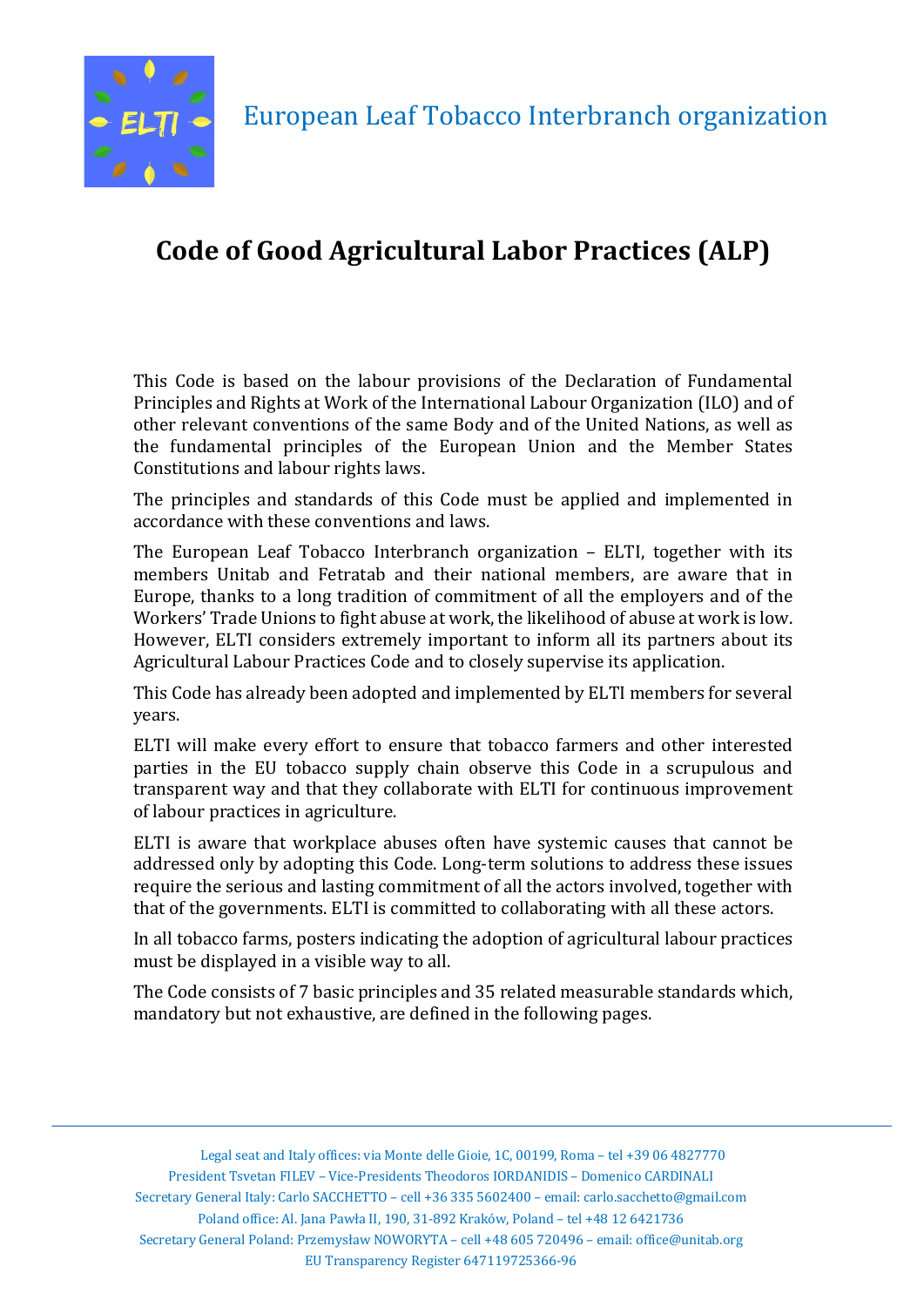European Leaf Tobacco Interbranch organization

# Code of Good Agricultural Labor Practices (ALP)

This Code is based on the labour provisions of the Declaration of Fundamental Principles and Rights at Work of the International Labour Organization (ILO) and of other relevant conventions of the same Body and of the United Nations, as well as the fundamental principles of the European Union and the Member States Constitutions and labour rights laws.

The principles and standards of this Code must be applied and implemented in accordance with these conventions and laws.

The European Leaf Tobacco Interbranch organization – ELTI, together with its members Unitab and Fetratab and their national members, are aware that in Europe, thanks to a long tradition of commitment of all the employers and of the Workers' Trade Unions to fight abuse at work, the likelihood of abuse at work is low. However, ELTI considers extremely important to inform all its partners about its Agricultural Labour Practices Code and to closely supervise its application.

This Code has already been adopted and implemented by ELTI members for several years.

ELTI will make every effort to ensure that tobacco farmers and other interested parties in the EU tobacco supply chain observe this Code in a scrupulous and transparent way and that they collaborate with ELTI for continuous improvement of labour practices in agriculture.

ELTI is aware that workplace abuses often have systemic causes that cannot be addressed only by adopting this Code. Long-term solutions to address these issues require the serious and lasting commitment of all the actors involved, together with that of the governments. ELTI is committed to collaborating with all these actors.

In all tobacco farms, posters indicating the adoption of agricultural labour practices must be displayed in a visible way to all.

The Code consists of 7 basic principles and 35 related measurable standards which, mandatory but not exhaustive, are defined in the following pages.

---

Legal seat and Italy offices: via Monte delle Gioie, 1C, 00199, Roma – tel +39 06 4827770
President Tsvetan FILEV – Vice-Presidents Theodoros IORDANIDIS – Domenico CARDINALI
Secretary General Italy: Carlo SACCHETTO – cell +36 335 5602400 – email: carlo.sacchetto@gmail.com
Poland office: Al. Jana Pawła II, 190, 31-892 Kraków, Poland – tel +48 12 6421736
Secretary General Poland: Przemysław NOWORYTA – cell +48 605 720496 – email: office@unitab.org
EU Transparency Register 647119725366-96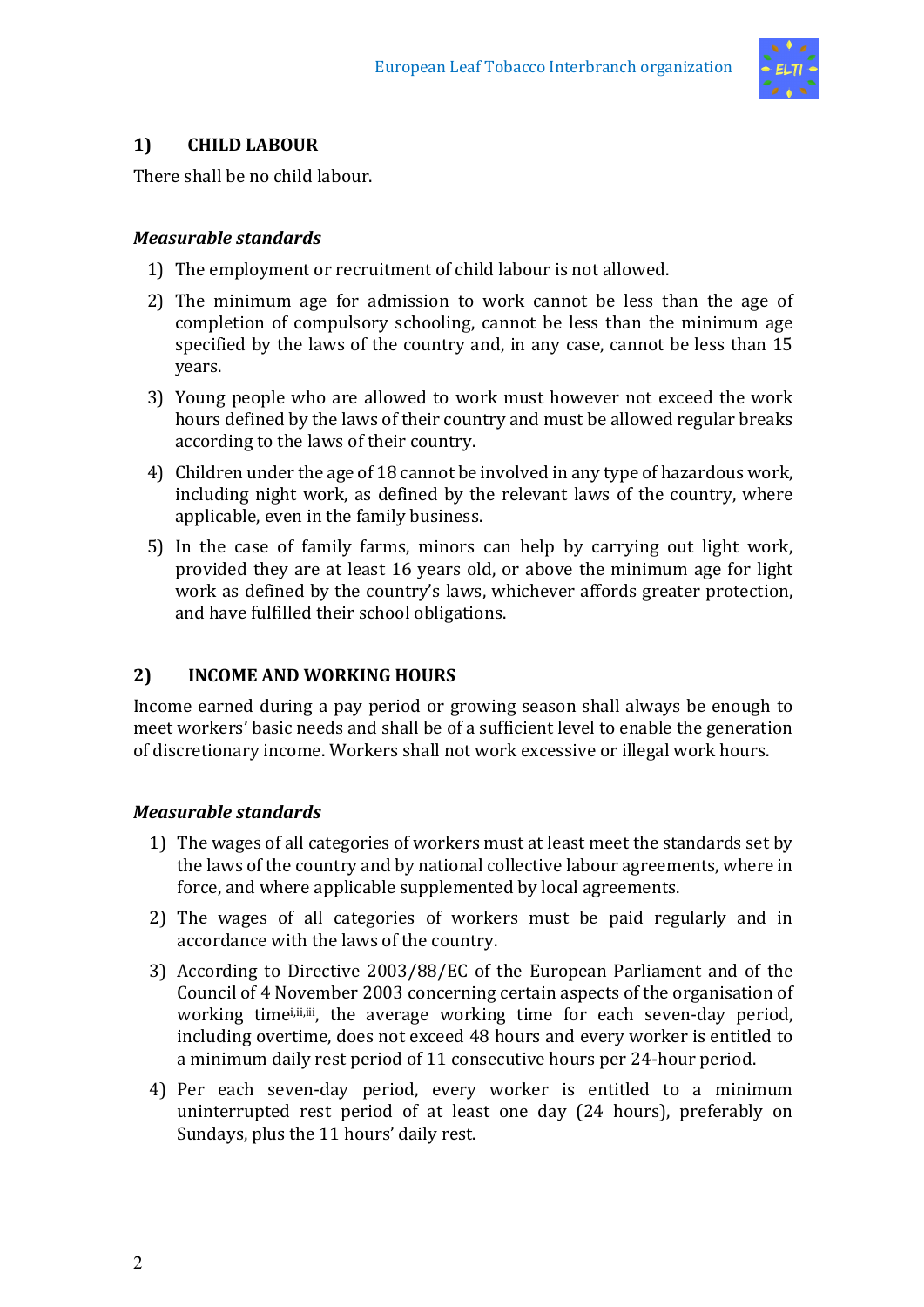## 1) CHILD LABOUR

There shall be no child labour.

### *Measurable standards*

1) The employment or recruitment of child labour is not allowed.
2) The minimum age for admission to work cannot be less than the age of completion of compulsory schooling, cannot be less than the minimum age specified by the laws of the country and, in any case, cannot be less than 15 years.
3) Young people who are allowed to work must however not exceed the work hours defined by the laws of their country and must be allowed regular breaks according to the laws of their country.
4) Children under the age of 18 cannot be involved in any type of hazardous work, including night work, as defined by the relevant laws of the country, where applicable, even in the family business.
5) In the case of family farms, minors can help by carrying out light work, provided they are at least 16 years old, or above the minimum age for light work as defined by the country's laws, whichever affords greater protection, and have fulfilled their school obligations.

## 2) INCOME AND WORKING HOURS

Income earned during a pay period or growing season shall always be enough to meet workers' basic needs and shall be of a sufficient level to enable the generation of discretionary income. Workers shall not work excessive or illegal work hours.

### *Measurable standards*

1) The wages of all categories of workers must at least meet the standards set by the laws of the country and by national collective labour agreements, where in force, and where applicable supplemented by local agreements.
2) The wages of all categories of workers must be paid regularly and in accordance with the laws of the country.
3) According to Directive 2003/88/EC of the European Parliament and of the Council of 4 November 2003 concerning certain aspects of the organisation of working time[i,ii,iii], the average working time for each seven-day period, including overtime, does not exceed 48 hours and every worker is entitled to a minimum daily rest period of 11 consecutive hours per 24-hour period.
4) Per each seven-day period, every worker is entitled to a minimum uninterrupted rest period of at least one day (24 hours), preferably on Sundays, plus the 11 hours' daily rest.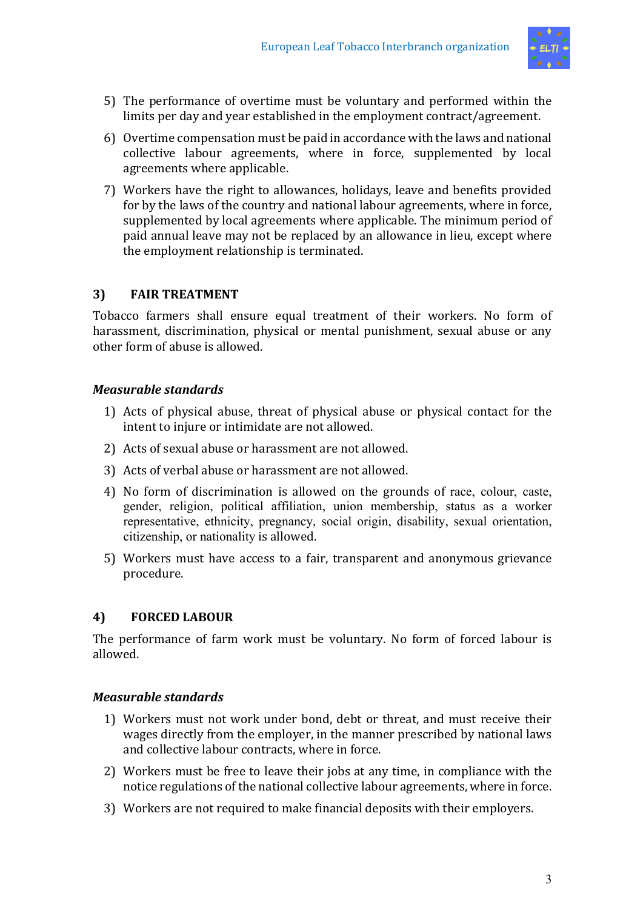5) The performance of overtime must be voluntary and performed within the limits per day and year established in the employment contract/agreement.
6) Overtime compensation must be paid in accordance with the laws and national collective labour agreements, where in force, supplemented by local agreements where applicable.
7) Workers have the right to allowances, holidays, leave and benefits provided for by the laws of the country and national labour agreements, where in force, supplemented by local agreements where applicable. The minimum period of paid annual leave may not be replaced by an allowance in lieu, except where the employment relationship is terminated.

## 3) FAIR TREATMENT

Tobacco farmers shall ensure equal treatment of their workers. No form of harassment, discrimination, physical or mental punishment, sexual abuse or any other form of abuse is allowed.

### *Measurable standards*

1) Acts of physical abuse, threat of physical abuse or physical contact for the intent to injure or intimidate are not allowed.
2) Acts of sexual abuse or harassment are not allowed.
3) Acts of verbal abuse or harassment are not allowed.
4) No form of discrimination is allowed on the grounds of race, colour, caste, gender, religion, political affiliation, union membership, status as a worker representative, ethnicity, pregnancy, social origin, disability, sexual orientation, citizenship, or nationality is allowed.
5) Workers must have access to a fair, transparent and anonymous grievance procedure.

## 4) FORCED LABOUR

The performance of farm work must be voluntary. No form of forced labour is allowed.

### *Measurable standards*

1) Workers must not work under bond, debt or threat, and must receive their wages directly from the employer, in the manner prescribed by national laws and collective labour contracts, where in force.
2) Workers must be free to leave their jobs at any time, in compliance with the notice regulations of the national collective labour agreements, where in force.
3) Workers are not required to make financial deposits with their employers.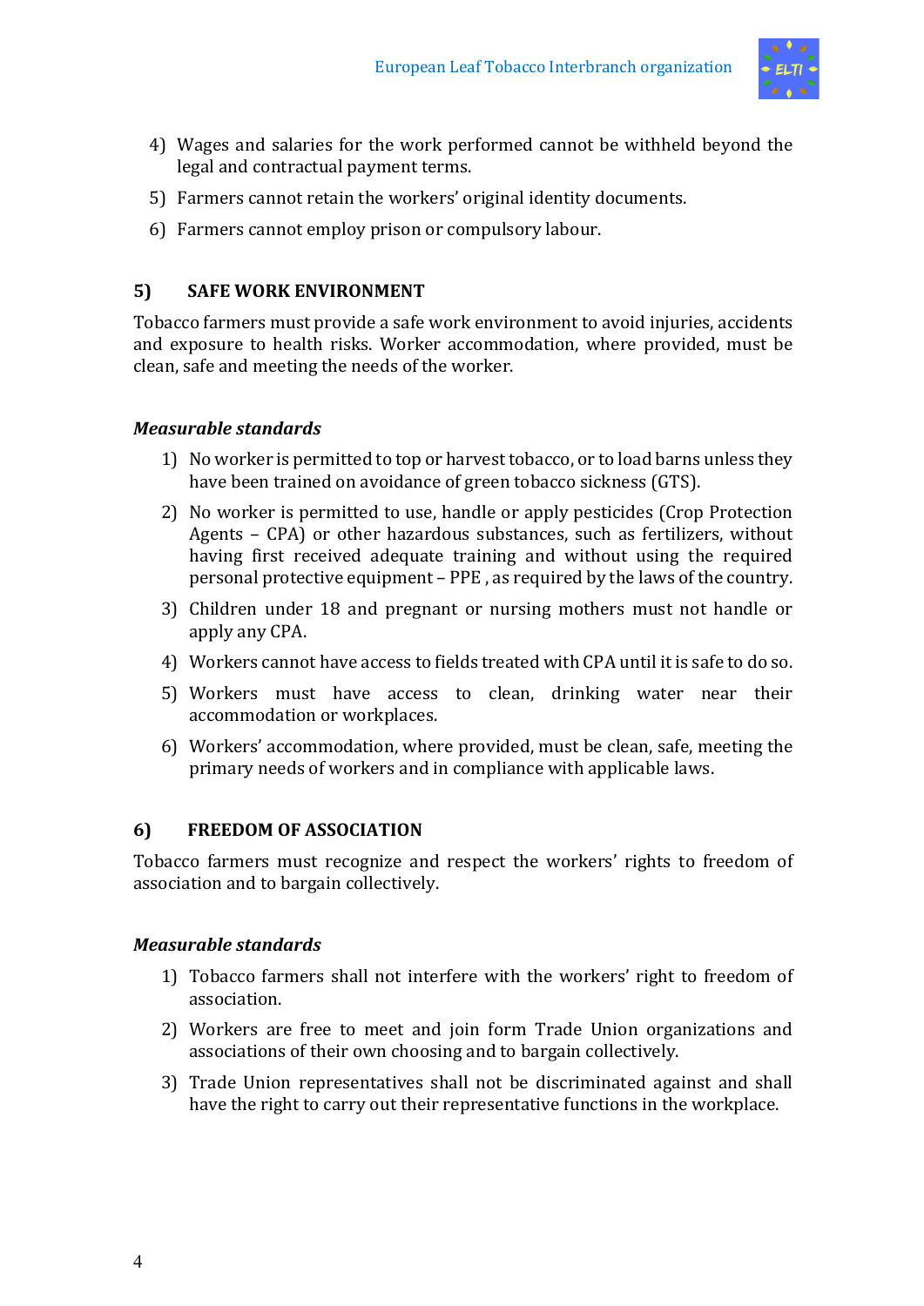4) Wages and salaries for the work performed cannot be withheld beyond the legal and contractual payment terms.
5) Farmers cannot retain the workers' original identity documents.
6) Farmers cannot employ prison or compulsory labour.

## 5) SAFE WORK ENVIRONMENT

Tobacco farmers must provide a safe work environment to avoid injuries, accidents and exposure to health risks. Worker accommodation, where provided, must be clean, safe and meeting the needs of the worker.

***Measurable standards***

1) No worker is permitted to top or harvest tobacco, or to load barns unless they have been trained on avoidance of green tobacco sickness (GTS).
2) No worker is permitted to use, handle or apply pesticides (Crop Protection Agents – CPA) or other hazardous substances, such as fertilizers, without having first received adequate training and without using the required personal protective equipment – PPE , as required by the laws of the country.
3) Children under 18 and pregnant or nursing mothers must not handle or apply any CPA.
4) Workers cannot have access to fields treated with CPA until it is safe to do so.
5) Workers must have access to clean, drinking water near their accommodation or workplaces.
6) Workers' accommodation, where provided, must be clean, safe, meeting the primary needs of workers and in compliance with applicable laws.

## 6) FREEDOM OF ASSOCIATION

Tobacco farmers must recognize and respect the workers' rights to freedom of association and to bargain collectively.

***Measurable standards***

1) Tobacco farmers shall not interfere with the workers' right to freedom of association.
2) Workers are free to meet and join form Trade Union organizations and associations of their own choosing and to bargain collectively.
3) Trade Union representatives shall not be discriminated against and shall have the right to carry out their representative functions in the workplace.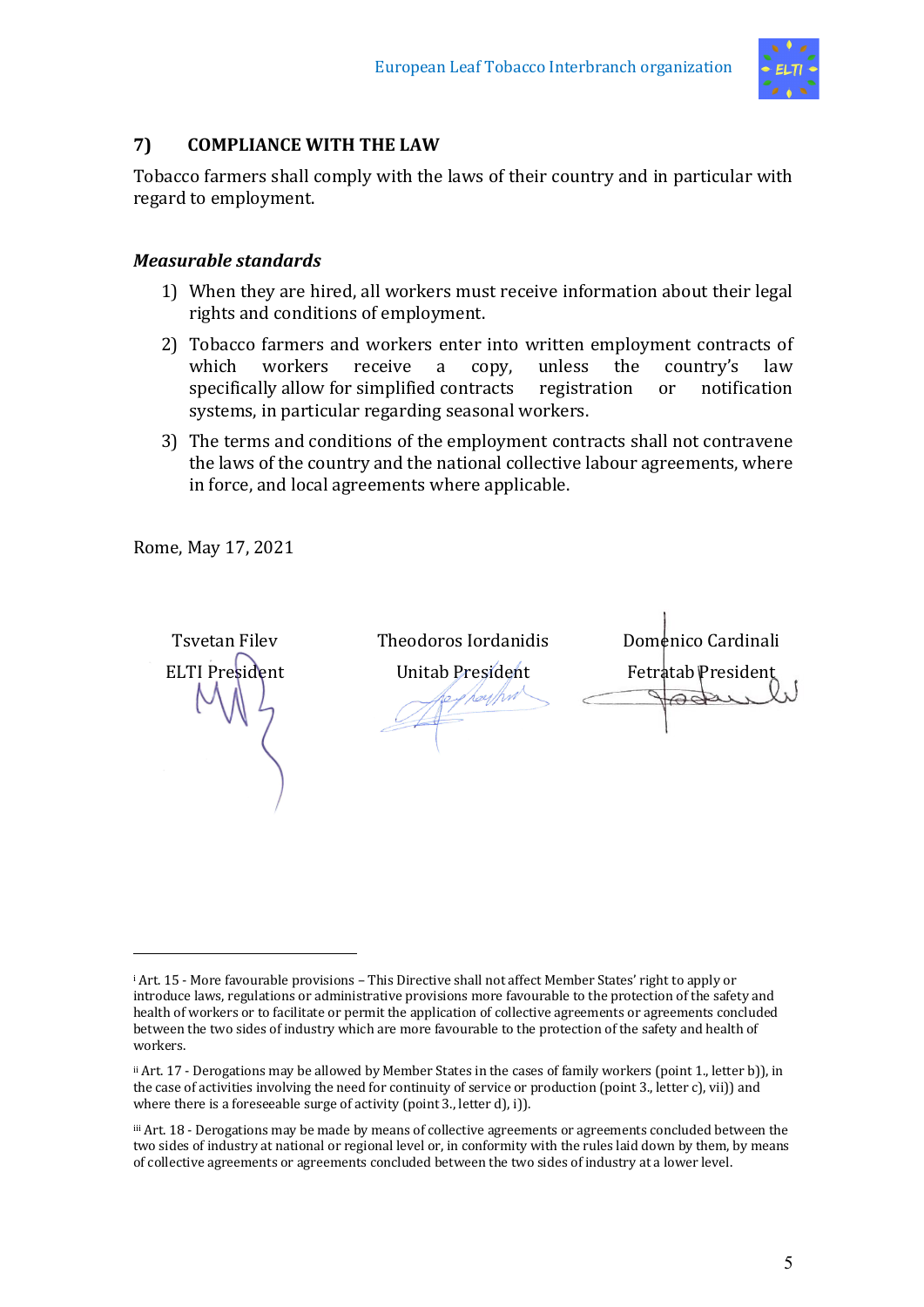## 7) COMPLIANCE WITH THE LAW

Tobacco farmers shall comply with the laws of their country and in particular with regard to employment.

***Measurable standards***

1) When they are hired, all workers must receive information about their legal rights and conditions of employment.
2) Tobacco farmers and workers enter into written employment contracts of which workers receive a copy, unless the country's law specifically allow for simplified contracts registration or notification systems, in particular regarding seasonal workers.
3) The terms and conditions of the employment contracts shall not contravene the laws of the country and the national collective labour agreements, where in force, and local agreements where applicable.

Rome, May 17, 2021

| | | |
|---|---|---|
| Tsvetan Filev | Theodoros Iordanidis | Domenico Cardinali |
| ELTI President | Unitab President | Fetratab President |

---

[i] Art. 15 - More favourable provisions – This Directive shall not affect Member States' right to apply or introduce laws, regulations or administrative provisions more favourable to the protection of the safety and health of workers or to facilitate or permit the application of collective agreements or agreements concluded between the two sides of industry which are more favourable to the protection of the safety and health of workers.

[ii] Art. 17 - Derogations may be allowed by Member States in the cases of family workers (point 1., letter b)), in the case of activities involving the need for continuity of service or production (point 3., letter c), vii)) and where there is a foreseeable surge of activity (point 3., letter d), i)).

[iii] Art. 18 - Derogations may be made by means of collective agreements or agreements concluded between the two sides of industry at national or regional level or, in conformity with the rules laid down by them, by means of collective agreements or agreements concluded between the two sides of industry at a lower level.